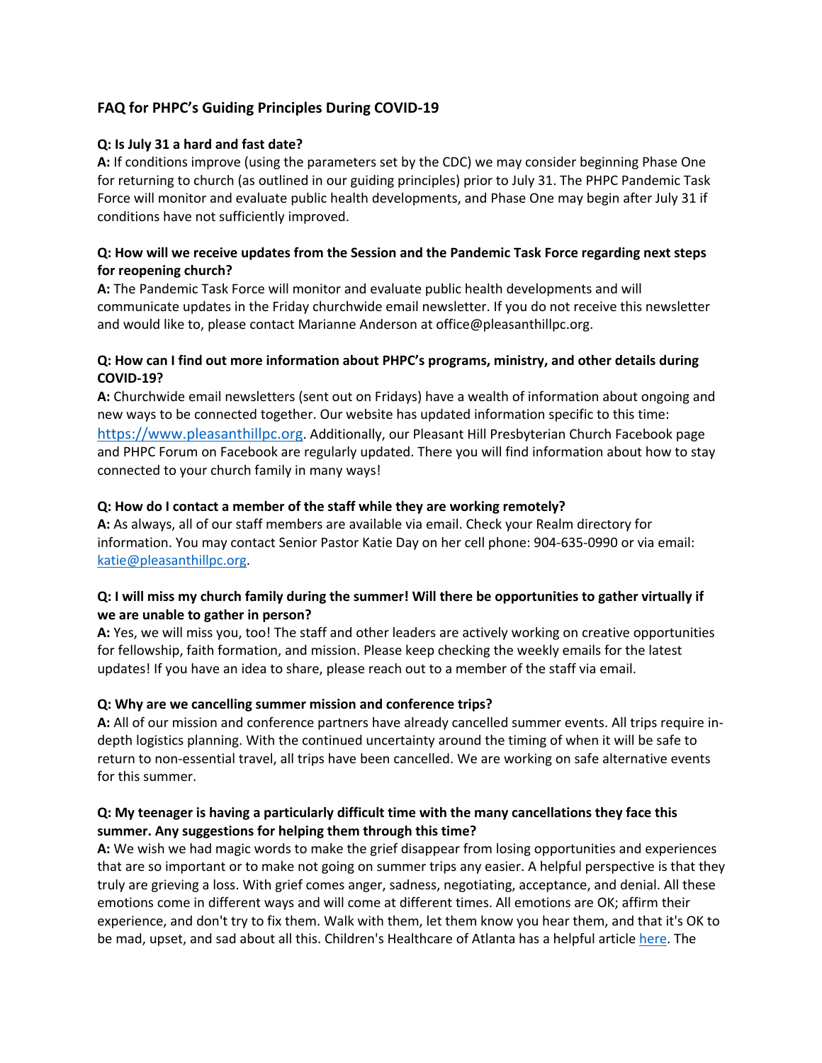## FAQ for PHPC's Guiding Principles During COVID-19

**Q: Is July 31 a hard and fast date?**
**A:** If conditions improve (using the parameters set by the CDC) we may consider beginning Phase One for returning to church (as outlined in our guiding principles) prior to July 31. The PHPC Pandemic Task Force will monitor and evaluate public health developments, and Phase One may begin after July 31 if conditions have not sufficiently improved.

**Q: How will we receive updates from the Session and the Pandemic Task Force regarding next steps for reopening church?**
**A:** The Pandemic Task Force will monitor and evaluate public health developments and will communicate updates in the Friday churchwide email newsletter. If you do not receive this newsletter and would like to, please contact Marianne Anderson at office@pleasanthillpc.org.

**Q: How can I find out more information about PHPC's programs, ministry, and other details during COVID-19?**
**A:** Churchwide email newsletters (sent out on Fridays) have a wealth of information about ongoing and new ways to be connected together. Our website has updated information specific to this time: [https://www.pleasanthillpc.org](https://www.pleasanthillpc.org). Additionally, our Pleasant Hill Presbyterian Church Facebook page and PHPC Forum on Facebook are regularly updated. There you will find information about how to stay connected to your church family in many ways!

**Q: How do I contact a member of the staff while they are working remotely?**
**A:** As always, all of our staff members are available via email. Check your Realm directory for information. You may contact Senior Pastor Katie Day on her cell phone: 904-635-0990 or via email: [katie@pleasanthillpc.org](mailto:katie@pleasanthillpc.org).

**Q: I will miss my church family during the summer! Will there be opportunities to gather virtually if we are unable to gather in person?**
**A:** Yes, we will miss you, too! The staff and other leaders are actively working on creative opportunities for fellowship, faith formation, and mission. Please keep checking the weekly emails for the latest updates! If you have an idea to share, please reach out to a member of the staff via email.

**Q: Why are we cancelling summer mission and conference trips?**
**A:** All of our mission and conference partners have already cancelled summer events. All trips require in-depth logistics planning. With the continued uncertainty around the timing of when it will be safe to return to non-essential travel, all trips have been cancelled. We are working on safe alternative events for this summer.

**Q: My teenager is having a particularly difficult time with the many cancellations they face this summer. Any suggestions for helping them through this time?**
**A:** We wish we had magic words to make the grief disappear from losing opportunities and experiences that are so important or to make not going on summer trips any easier. A helpful perspective is that they truly are grieving a loss. With grief comes anger, sadness, negotiating, acceptance, and denial. All these emotions come in different ways and will come at different times. All emotions are OK; affirm their experience, and don't try to fix them. Walk with them, let them know you hear them, and that it's OK to be mad, upset, and sad about all this. Children's Healthcare of Atlanta has a helpful article here. The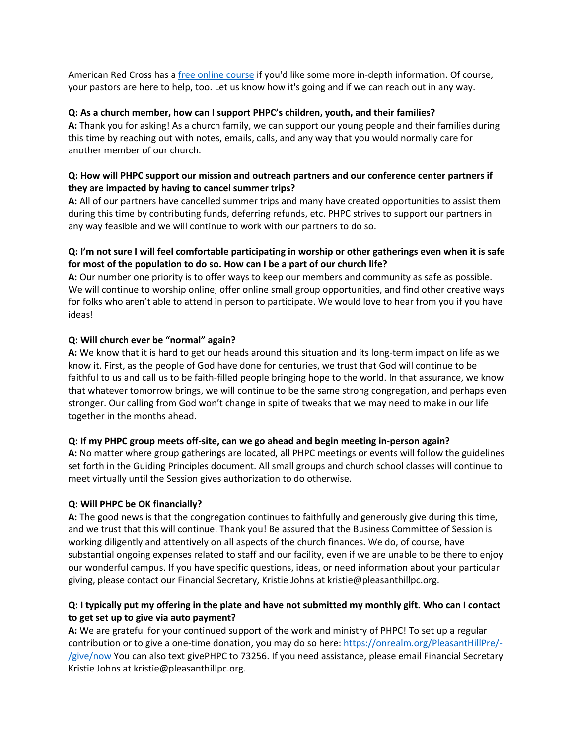American Red Cross has a [free online course]() if you'd like some more in-depth information. Of course, your pastors are here to help, too. Let us know how it's going and if we can reach out in any way.

**Q: As a church member, how can I support PHPC's children, youth, and their families?**
**A:** Thank you for asking! As a church family, we can support our young people and their families during this time by reaching out with notes, emails, calls, and any way that you would normally care for another member of our church.

**Q: How will PHPC support our mission and outreach partners and our conference center partners if they are impacted by having to cancel summer trips?**
**A:** All of our partners have cancelled summer trips and many have created opportunities to assist them during this time by contributing funds, deferring refunds, etc. PHPC strives to support our partners in any way feasible and we will continue to work with our partners to do so.

**Q: I'm not sure I will feel comfortable participating in worship or other gatherings even when it is safe for most of the population to do so. How can I be a part of our church life?**
**A:** Our number one priority is to offer ways to keep our members and community as safe as possible. We will continue to worship online, offer online small group opportunities, and find other creative ways for folks who aren't able to attend in person to participate. We would love to hear from you if you have ideas!

**Q: Will church ever be "normal" again?**
**A:** We know that it is hard to get our heads around this situation and its long-term impact on life as we know it. First, as the people of God have done for centuries, we trust that God will continue to be faithful to us and call us to be faith-filled people bringing hope to the world. In that assurance, we know that whatever tomorrow brings, we will continue to be the same strong congregation, and perhaps even stronger. Our calling from God won't change in spite of tweaks that we may need to make in our life together in the months ahead.

**Q: If my PHPC group meets off-site, can we go ahead and begin meeting in-person again?**
**A:** No matter where group gatherings are located, all PHPC meetings or events will follow the guidelines set forth in the Guiding Principles document. All small groups and church school classes will continue to meet virtually until the Session gives authorization to do otherwise.

**Q: Will PHPC be OK financially?**
**A:** The good news is that the congregation continues to faithfully and generously give during this time, and we trust that this will continue. Thank you! Be assured that the Business Committee of Session is working diligently and attentively on all aspects of the church finances. We do, of course, have substantial ongoing expenses related to staff and our facility, even if we are unable to be there to enjoy our wonderful campus. If you have specific questions, ideas, or need information about your particular giving, please contact our Financial Secretary, Kristie Johns at kristie@pleasanthillpc.org.

**Q: I typically put my offering in the plate and have not submitted my monthly gift. Who can I contact to get set up to give via auto payment?**
**A:** We are grateful for your continued support of the work and ministry of PHPC! To set up a regular contribution or to give a one-time donation, you may do so here: [https://onrealm.org/PleasantHillPre/-/give/now](https://onrealm.org/PleasantHillPre/-/give/now) You can also text givePHPC to 73256. If you need assistance, please email Financial Secretary Kristie Johns at kristie@pleasanthillpc.org.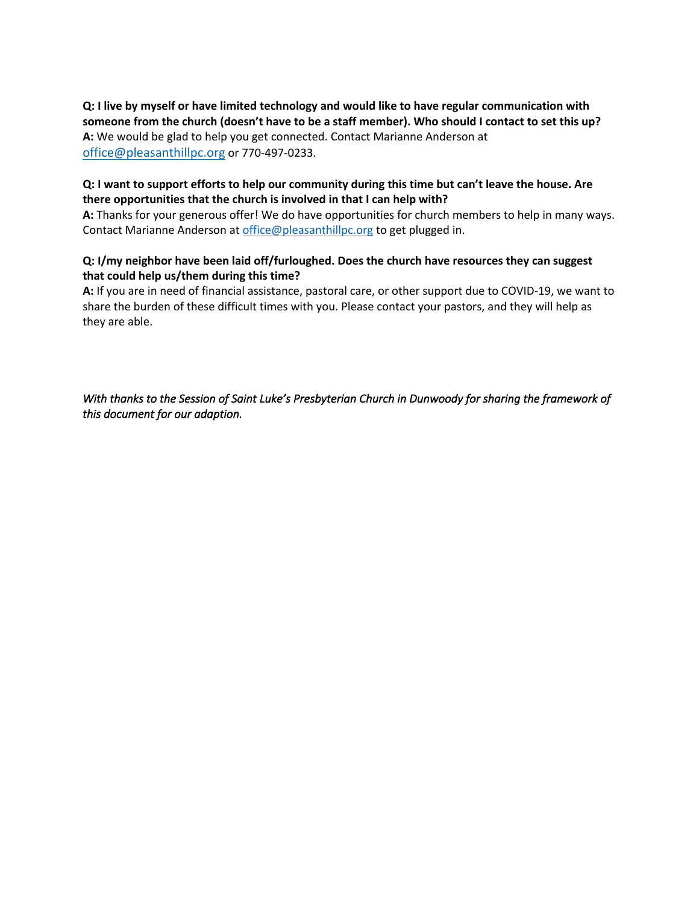**Q: I live by myself or have limited technology and would like to have regular communication with someone from the church (doesn't have to be a staff member). Who should I contact to set this up?**
**A:** We would be glad to help you get connected. Contact Marianne Anderson at office@pleasanthillpc.org or 770-497-0233.

**Q: I want to support efforts to help our community during this time but can't leave the house. Are there opportunities that the church is involved in that I can help with?**
**A:** Thanks for your generous offer! We do have opportunities for church members to help in many ways. Contact Marianne Anderson at office@pleasanthillpc.org to get plugged in.

**Q: I/my neighbor have been laid off/furloughed. Does the church have resources they can suggest that could help us/them during this time?**
**A:** If you are in need of financial assistance, pastoral care, or other support due to COVID-19, we want to share the burden of these difficult times with you. Please contact your pastors, and they will help as they are able.

*With thanks to the Session of Saint Luke's Presbyterian Church in Dunwoody for sharing the framework of this document for our adaption.*